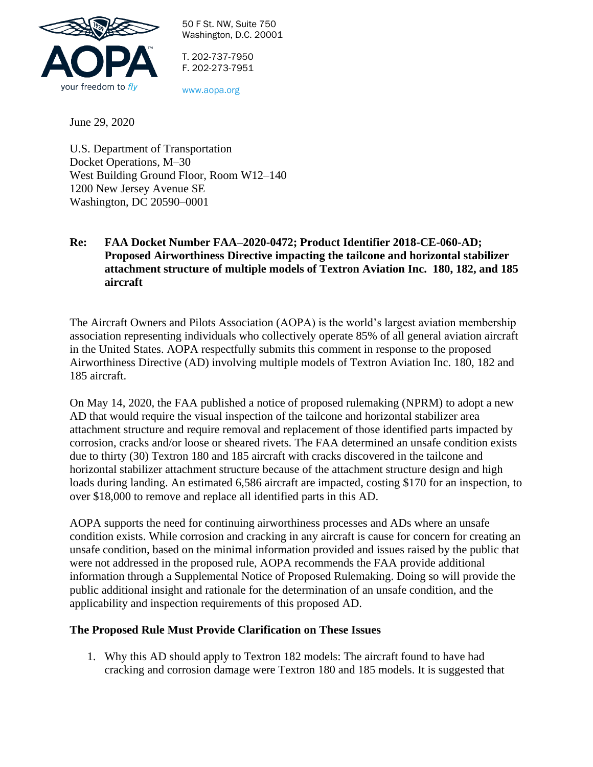AOPA

your freedom to *fly*

50 F St. NW, Suite 750
Washington, D.C. 20001

T. 202-737-7950
F. 202-273-7951

www.aopa.org

June 29, 2020

U.S. Department of Transportation
Docket Operations, M–30
West Building Ground Floor, Room W12–140
1200 New Jersey Avenue SE
Washington, DC 20590–0001

**Re: FAA Docket Number FAA–2020-0472; Product Identifier 2018-CE-060-AD; Proposed Airworthiness Directive impacting the tailcone and horizontal stabilizer attachment structure of multiple models of Textron Aviation Inc. 180, 182, and 185 aircraft**

The Aircraft Owners and Pilots Association (AOPA) is the world's largest aviation membership association representing individuals who collectively operate 85% of all general aviation aircraft in the United States. AOPA respectfully submits this comment in response to the proposed Airworthiness Directive (AD) involving multiple models of Textron Aviation Inc. 180, 182 and 185 aircraft.

On May 14, 2020, the FAA published a notice of proposed rulemaking (NPRM) to adopt a new AD that would require the visual inspection of the tailcone and horizontal stabilizer area attachment structure and require removal and replacement of those identified parts impacted by corrosion, cracks and/or loose or sheared rivets. The FAA determined an unsafe condition exists due to thirty (30) Textron 180 and 185 aircraft with cracks discovered in the tailcone and horizontal stabilizer attachment structure because of the attachment structure design and high loads during landing. An estimated 6,586 aircraft are impacted, costing $170 for an inspection, to over $18,000 to remove and replace all identified parts in this AD.

AOPA supports the need for continuing airworthiness processes and ADs where an unsafe condition exists. While corrosion and cracking in any aircraft is cause for concern for creating an unsafe condition, based on the minimal information provided and issues raised by the public that were not addressed in the proposed rule, AOPA recommends the FAA provide additional information through a Supplemental Notice of Proposed Rulemaking. Doing so will provide the public additional insight and rationale for the determination of an unsafe condition, and the applicability and inspection requirements of this proposed AD.

**The Proposed Rule Must Provide Clarification on These Issues**

1. Why this AD should apply to Textron 182 models: The aircraft found to have had cracking and corrosion damage were Textron 180 and 185 models. It is suggested that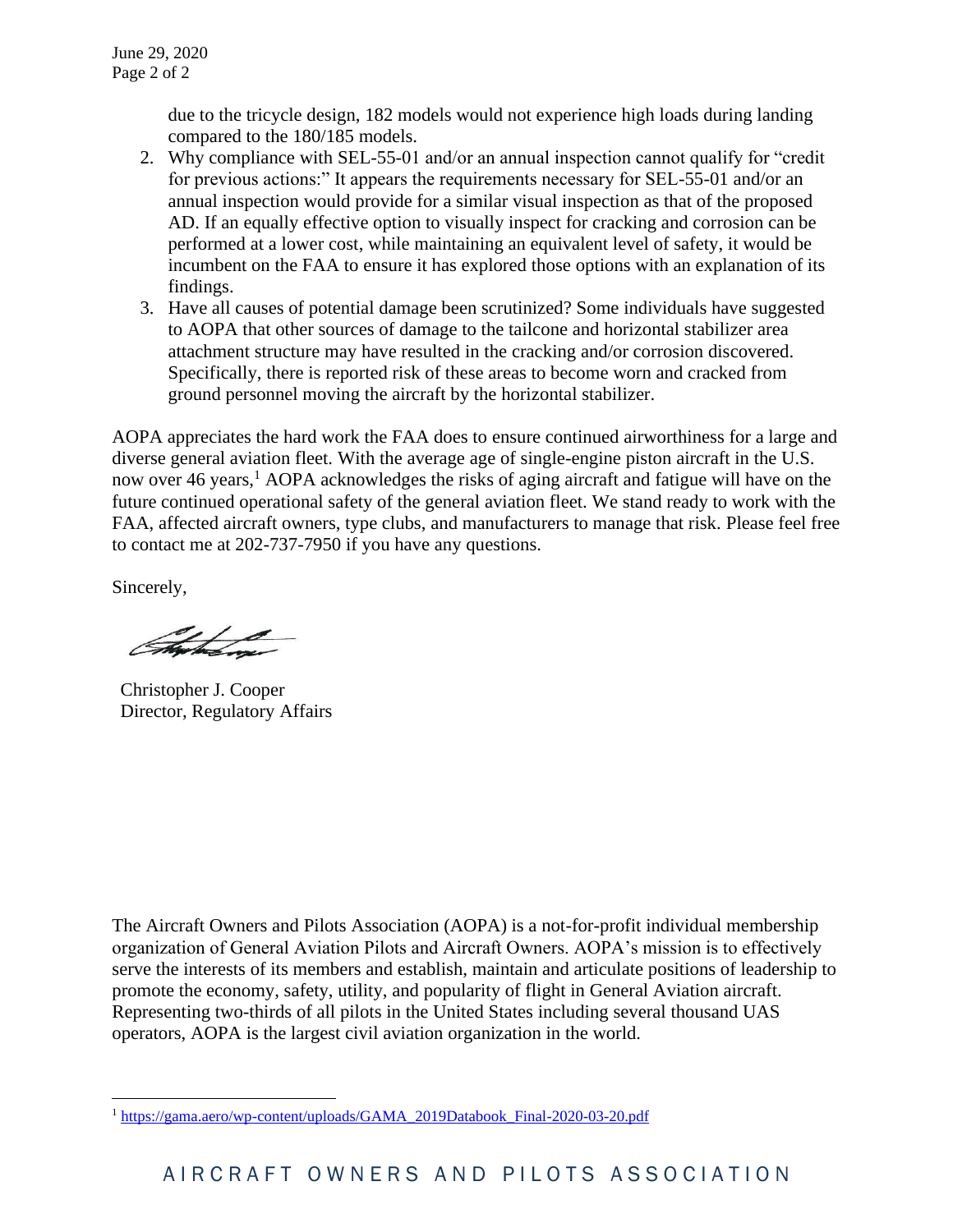due to the tricycle design, 182 models would not experience high loads during landing compared to the 180/185 models.

2. Why compliance with SEL-55-01 and/or an annual inspection cannot qualify for "credit for previous actions:" It appears the requirements necessary for SEL-55-01 and/or an annual inspection would provide for a similar visual inspection as that of the proposed AD. If an equally effective option to visually inspect for cracking and corrosion can be performed at a lower cost, while maintaining an equivalent level of safety, it would be incumbent on the FAA to ensure it has explored those options with an explanation of its findings.
3. Have all causes of potential damage been scrutinized? Some individuals have suggested to AOPA that other sources of damage to the tailcone and horizontal stabilizer area attachment structure may have resulted in the cracking and/or corrosion discovered. Specifically, there is reported risk of these areas to become worn and cracked from ground personnel moving the aircraft by the horizontal stabilizer.

AOPA appreciates the hard work the FAA does to ensure continued airworthiness for a large and diverse general aviation fleet. With the average age of single-engine piston aircraft in the U.S. now over 46 years,[1] AOPA acknowledges the risks of aging aircraft and fatigue will have on the future continued operational safety of the general aviation fleet. We stand ready to work with the FAA, affected aircraft owners, type clubs, and manufacturers to manage that risk. Please feel free to contact me at 202-737-7950 if you have any questions.

Sincerely,

Christopher J. Cooper
Director, Regulatory Affairs

The Aircraft Owners and Pilots Association (AOPA) is a not-for-profit individual membership organization of General Aviation Pilots and Aircraft Owners. AOPA's mission is to effectively serve the interests of its members and establish, maintain and articulate positions of leadership to promote the economy, safety, utility, and popularity of flight in General Aviation aircraft. Representing two-thirds of all pilots in the United States including several thousand UAS operators, AOPA is the largest civil aviation organization in the world.

[1] https://gama.aero/wp-content/uploads/GAMA_2019Databook_Final-2020-03-20.pdf